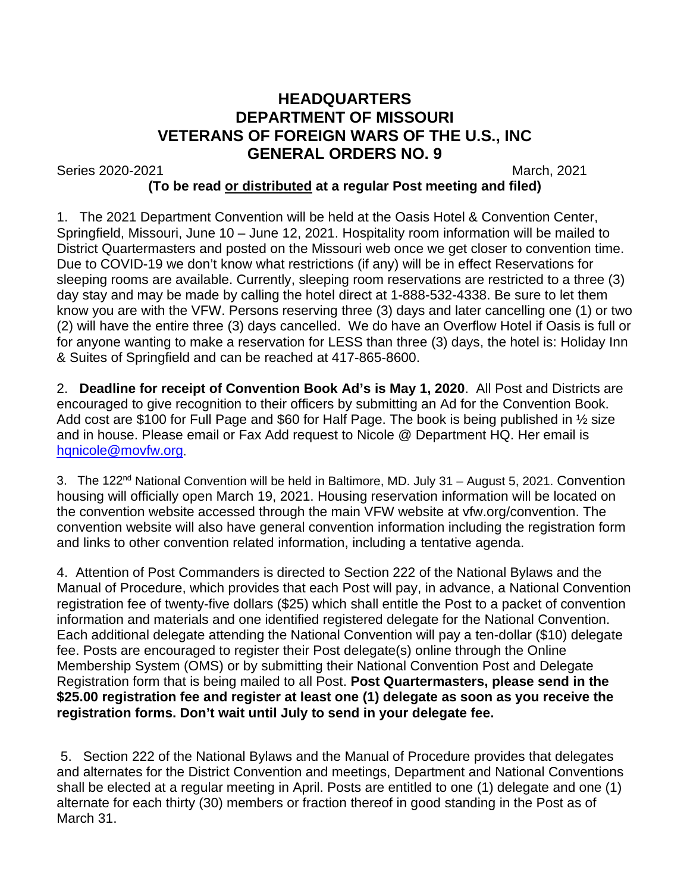# HEADQUARTERS
# DEPARTMENT OF MISSOURI
# VETERANS OF FOREIGN WARS OF THE U.S., INC
# GENERAL ORDERS NO. 9

Series 2020-2021 March, 2021

**(To be read or distributed at a regular Post meeting and filed)**

1. The 2021 Department Convention will be held at the Oasis Hotel & Convention Center, Springfield, Missouri, June 10 – June 12, 2021. Hospitality room information will be mailed to District Quartermasters and posted on the Missouri web once we get closer to convention time. Due to COVID-19 we don't know what restrictions (if any) will be in effect Reservations for sleeping rooms are available. Currently, sleeping room reservations are restricted to a three (3) day stay and may be made by calling the hotel direct at 1-888-532-4338. Be sure to let them know you are with the VFW. Persons reserving three (3) days and later cancelling one (1) or two (2) will have the entire three (3) days cancelled. We do have an Overflow Hotel if Oasis is full or for anyone wanting to make a reservation for LESS than three (3) days, the hotel is: Holiday Inn & Suites of Springfield and can be reached at 417-865-8600.

2. **Deadline for receipt of Convention Book Ad's is May 1, 2020**. All Post and Districts are encouraged to give recognition to their officers by submitting an Ad for the Convention Book. Add cost are $100 for Full Page and $60 for Half Page. The book is being published in ½ size and in house. Please email or Fax Add request to Nicole @ Department HQ. Her email is hqnicole@movfw.org.

3. The 122nd National Convention will be held in Baltimore, MD. July 31 – August 5, 2021. Convention housing will officially open March 19, 2021. Housing reservation information will be located on the convention website accessed through the main VFW website at vfw.org/convention. The convention website will also have general convention information including the registration form and links to other convention related information, including a tentative agenda.

4. Attention of Post Commanders is directed to Section 222 of the National Bylaws and the Manual of Procedure, which provides that each Post will pay, in advance, a National Convention registration fee of twenty-five dollars ($25) which shall entitle the Post to a packet of convention information and materials and one identified registered delegate for the National Convention. Each additional delegate attending the National Convention will pay a ten-dollar ($10) delegate fee. Posts are encouraged to register their Post delegate(s) online through the Online Membership System (OMS) or by submitting their National Convention Post and Delegate Registration form that is being mailed to all Post. **Post Quartermasters, please send in the $25.00 registration fee and register at least one (1) delegate as soon as you receive the registration forms. Don't wait until July to send in your delegate fee.**

5. Section 222 of the National Bylaws and the Manual of Procedure provides that delegates and alternates for the District Convention and meetings, Department and National Conventions shall be elected at a regular meeting in April. Posts are entitled to one (1) delegate and one (1) alternate for each thirty (30) members or fraction thereof in good standing in the Post as of March 31.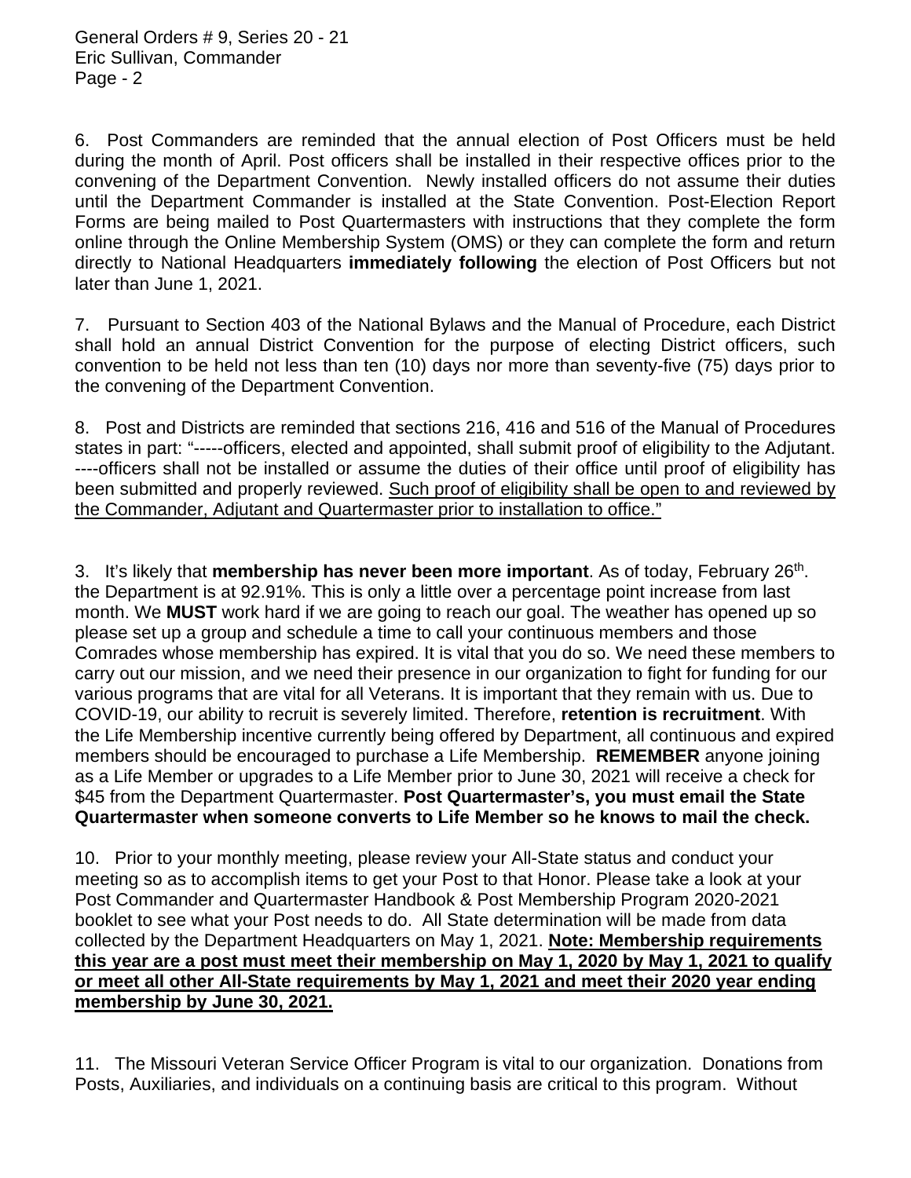6. Post Commanders are reminded that the annual election of Post Officers must be held during the month of April. Post officers shall be installed in their respective offices prior to the convening of the Department Convention. Newly installed officers do not assume their duties until the Department Commander is installed at the State Convention. Post-Election Report Forms are being mailed to Post Quartermasters with instructions that they complete the form online through the Online Membership System (OMS) or they can complete the form and return directly to National Headquarters **immediately following** the election of Post Officers but not later than June 1, 2021.

7. Pursuant to Section 403 of the National Bylaws and the Manual of Procedure, each District shall hold an annual District Convention for the purpose of electing District officers, such convention to be held not less than ten (10) days nor more than seventy-five (75) days prior to the convening of the Department Convention.

8. Post and Districts are reminded that sections 216, 416 and 516 of the Manual of Procedures states in part: "-----officers, elected and appointed, shall submit proof of eligibility to the Adjutant. ----officers shall not be installed or assume the duties of their office until proof of eligibility has been submitted and properly reviewed. <u>Such proof of eligibility shall be open to and reviewed by the Commander, Adjutant and Quartermaster prior to installation to office."</u>

3. It's likely that **membership has never been more important**. As of today, February 26th. the Department is at 92.91%. This is only a little over a percentage point increase from last month. We **MUST** work hard if we are going to reach our goal. The weather has opened up so please set up a group and schedule a time to call your continuous members and those Comrades whose membership has expired. It is vital that you do so. We need these members to carry out our mission, and we need their presence in our organization to fight for funding for our various programs that are vital for all Veterans. It is important that they remain with us. Due to COVID-19, our ability to recruit is severely limited. Therefore, **retention is recruitment**. With the Life Membership incentive currently being offered by Department, all continuous and expired members should be encouraged to purchase a Life Membership. **REMEMBER** anyone joining as a Life Member or upgrades to a Life Member prior to June 30, 2021 will receive a check for $45 from the Department Quartermaster. **Post Quartermaster's, you must email the State Quartermaster when someone converts to Life Member so he knows to mail the check.**

10. Prior to your monthly meeting, please review your All-State status and conduct your meeting so as to accomplish items to get your Post to that Honor. Please take a look at your Post Commander and Quartermaster Handbook & Post Membership Program 2020-2021 booklet to see what your Post needs to do. All State determination will be made from data collected by the Department Headquarters on May 1, 2021. **<u>Note: Membership requirements this year are a post must meet their membership on May 1, 2020 by May 1, 2021 to qualify or meet all other All-State requirements by May 1, 2021 and meet their 2020 year ending membership by June 30, 2021.</u>**

11. The Missouri Veteran Service Officer Program is vital to our organization. Donations from Posts, Auxiliaries, and individuals on a continuing basis are critical to this program. Without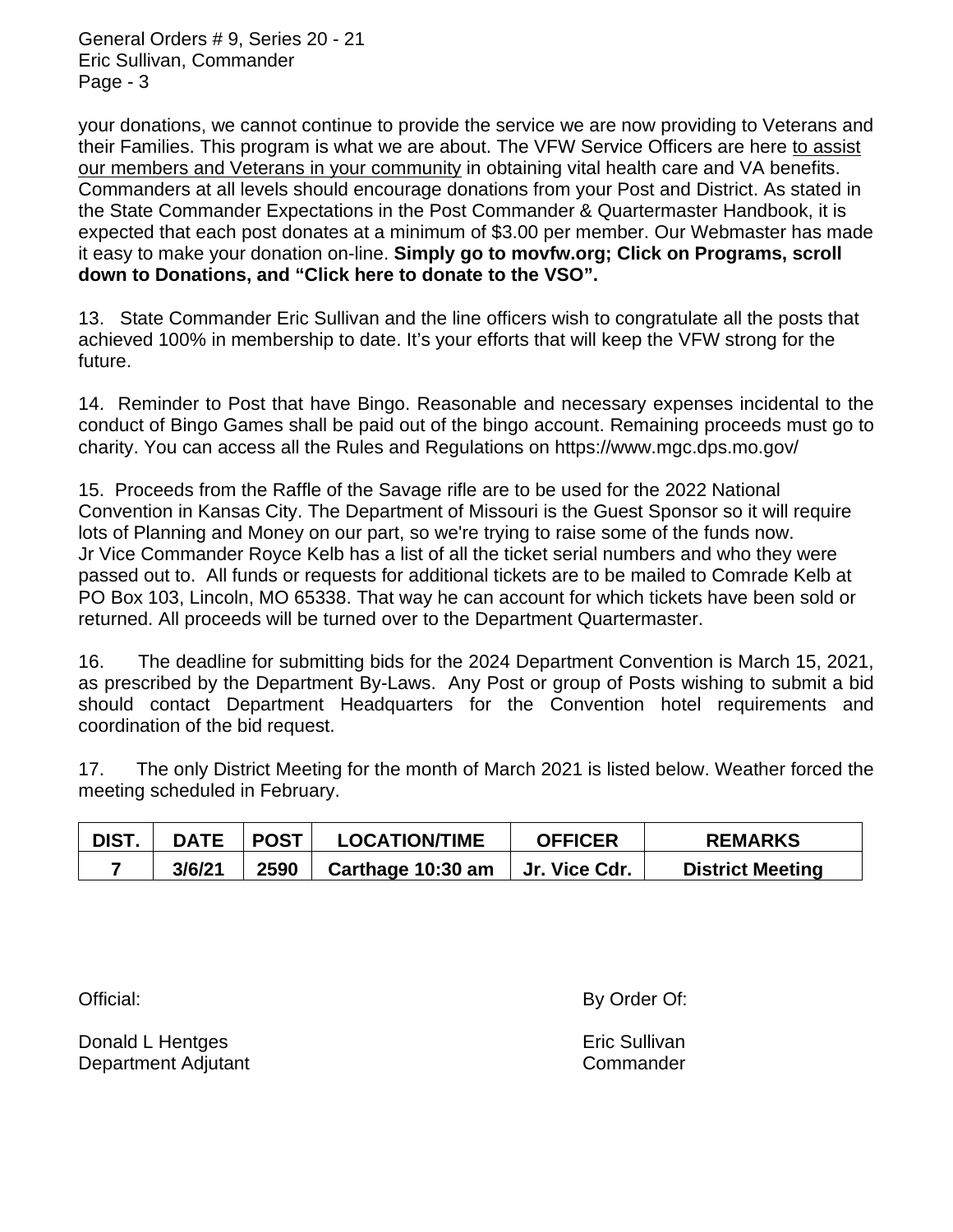your donations, we cannot continue to provide the service we are now providing to Veterans and their Families. This program is what we are about. The VFW Service Officers are here to assist our members and Veterans in your community in obtaining vital health care and VA benefits. Commanders at all levels should encourage donations from your Post and District. As stated in the State Commander Expectations in the Post Commander & Quartermaster Handbook, it is expected that each post donates at a minimum of $3.00 per member. Our Webmaster has made it easy to make your donation on-line. **Simply go to movfw.org; Click on Programs, scroll down to Donations, and "Click here to donate to the VSO".**

13. State Commander Eric Sullivan and the line officers wish to congratulate all the posts that achieved 100% in membership to date. It's your efforts that will keep the VFW strong for the future.

14. Reminder to Post that have Bingo. Reasonable and necessary expenses incidental to the conduct of Bingo Games shall be paid out of the bingo account. Remaining proceeds must go to charity. You can access all the Rules and Regulations on https://www.mgc.dps.mo.gov/

15. Proceeds from the Raffle of the Savage rifle are to be used for the 2022 National Convention in Kansas City. The Department of Missouri is the Guest Sponsor so it will require lots of Planning and Money on our part, so we're trying to raise some of the funds now. Jr Vice Commander Royce Kelb has a list of all the ticket serial numbers and who they were passed out to. All funds or requests for additional tickets are to be mailed to Comrade Kelb at PO Box 103, Lincoln, MO 65338. That way he can account for which tickets have been sold or returned. All proceeds will be turned over to the Department Quartermaster.

16. The deadline for submitting bids for the 2024 Department Convention is March 15, 2021, as prescribed by the Department By-Laws. Any Post or group of Posts wishing to submit a bid should contact Department Headquarters for the Convention hotel requirements and coordination of the bid request.

17. The only District Meeting for the month of March 2021 is listed below. Weather forced the meeting scheduled in February.

| DIST. | DATE | POST | LOCATION/TIME | OFFICER | REMARKS |
|---|---|---|---|---|---|
| 7 | 3/6/21 | 2590 | Carthage 10:30 am | Jr. Vice Cdr. | District Meeting |

Official:

Donald L Hentges
Department Adjutant

By Order Of:

Eric Sullivan
Commander